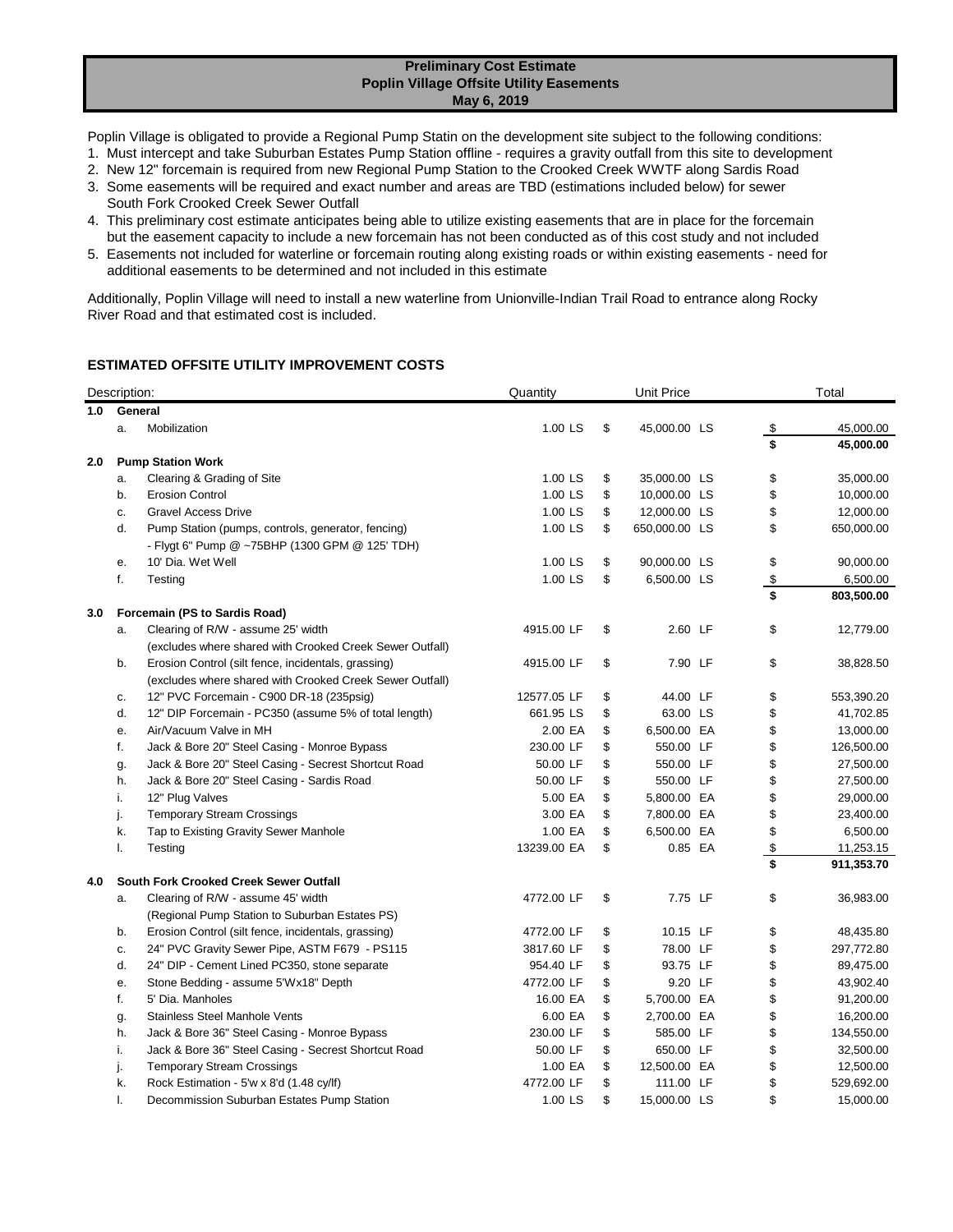**Preliminary Cost Estimate**
**Poplin Village Offsite Utility Easements**
**May 6, 2019**

Poplin Village is obligated to provide a Regional Pump Statin on the development site subject to the following conditions:

1. Must intercept and take Suburban Estates Pump Station offline - requires a gravity outfall from this site to development
2. New 12" forcemain is required from new Regional Pump Station to the Crooked Creek WWTF along Sardis Road
3. Some easements will be required and exact number and areas are TBD (estimations included below) for sewer South Fork Crooked Creek Sewer Outfall
4. This preliminary cost estimate anticipates being able to utilize existing easements that are in place for the forcemain but the easement capacity to include a new forcemain has not been conducted as of this cost study and not included
5. Easements not included for waterline or forcemain routing along existing roads or within existing easements - need for additional easements to be determined and not included in this estimate

Additionally, Poplin Village will need to install a new waterline from Unionville-Indian Trail Road to entrance along Rocky River Road and that estimated cost is included.

## ESTIMATED OFFSITE UTILITY IMPROVEMENT COSTS

| | | Description: | Quantity | Unit Price | Total |
|---|---|---|---|---|---|
| **1.0** | **General** | | | | |
| | a. | Mobilization | 1.00 LS | $ 45,000.00 LS | $ 45,000.00 |
| | | | | | **$ 45,000.00** |
| **2.0** | **Pump Station Work** | | | | |
| | a. | Clearing & Grading of Site | 1.00 LS | $ 35,000.00 LS | $ 35,000.00 |
| | b. | Erosion Control | 1.00 LS | $ 10,000.00 LS | $ 10,000.00 |
| | c. | Gravel Access Drive | 1.00 LS | $ 12,000.00 LS | $ 12,000.00 |
| | d. | Pump Station (pumps, controls, generator, fencing)<br>- Flygt 6" Pump @ ~75BHP (1300 GPM @ 125' TDH) | 1.00 LS | $ 650,000.00 LS | $ 650,000.00 |
| | e. | 10' Dia. Wet Well | 1.00 LS | $ 90,000.00 LS | $ 90,000.00 |
| | f. | Testing | 1.00 LS | $ 6,500.00 LS | $ 6,500.00 |
| | | | | | **$ 803,500.00** |
| **3.0** | **Forcemain (PS to Sardis Road)** | | | | |
| | a. | Clearing of R/W - assume 25' width<br>(excludes where shared with Crooked Creek Sewer Outfall) | 4915.00 LF | $ 2.60 LF | $ 12,779.00 |
| | b. | Erosion Control (silt fence, incidentals, grassing)<br>(excludes where shared with Crooked Creek Sewer Outfall) | 4915.00 LF | $ 7.90 LF | $ 38,828.50 |
| | c. | 12" PVC Forcemain - C900 DR-18 (235psig) | 12577.05 LF | $ 44.00 LF | $ 553,390.20 |
| | d. | 12" DIP Forcemain - PC350 (assume 5% of total length) | 661.95 LS | $ 63.00 LS | $ 41,702.85 |
| | e. | Air/Vacuum Valve in MH | 2.00 EA | $ 6,500.00 EA | $ 13,000.00 |
| | f. | Jack & Bore 20" Steel Casing - Monroe Bypass | 230.00 LF | $ 550.00 LF | $ 126,500.00 |
| | g. | Jack & Bore 20" Steel Casing - Secrest Shortcut Road | 50.00 LF | $ 550.00 LF | $ 27,500.00 |
| | h. | Jack & Bore 20" Steel Casing - Sardis Road | 50.00 LF | $ 550.00 LF | $ 27,500.00 |
| | i. | 12" Plug Valves | 5.00 EA | $ 5,800.00 EA | $ 29,000.00 |
| | j. | Temporary Stream Crossings | 3.00 EA | $ 7,800.00 EA | $ 23,400.00 |
| | k. | Tap to Existing Gravity Sewer Manhole | 1.00 EA | $ 6,500.00 EA | $ 6,500.00 |
| | l. | Testing | 13239.00 EA | $ 0.85 EA | $ 11,253.15 |
| | | | | | **$ 911,353.70** |
| **4.0** | **South Fork Crooked Creek Sewer Outfall** | | | | |
| | a. | Clearing of R/W - assume 45' width<br>(Regional Pump Station to Suburban Estates PS) | 4772.00 LF | $ 7.75 LF | $ 36,983.00 |
| | b. | Erosion Control (silt fence, incidentals, grassing) | 4772.00 LF | $ 10.15 LF | $ 48,435.80 |
| | c. | 24" PVC Gravity Sewer Pipe, ASTM F679 - PS115 | 3817.60 LF | $ 78.00 LF | $ 297,772.80 |
| | d. | 24" DIP - Cement Lined PC350, stone separate | 954.40 LF | $ 93.75 LF | $ 89,475.00 |
| | e. | Stone Bedding - assume 5'Wx18" Depth | 4772.00 LF | $ 9.20 LF | $ 43,902.40 |
| | f. | 5' Dia. Manholes | 16.00 EA | $ 5,700.00 EA | $ 91,200.00 |
| | g. | Stainless Steel Manhole Vents | 6.00 EA | $ 2,700.00 EA | $ 16,200.00 |
| | h. | Jack & Bore 36" Steel Casing - Monroe Bypass | 230.00 LF | $ 585.00 LF | $ 134,550.00 |
| | i. | Jack & Bore 36" Steel Casing - Secrest Shortcut Road | 50.00 LF | $ 650.00 LF | $ 32,500.00 |
| | j. | Temporary Stream Crossings | 1.00 EA | $ 12,500.00 EA | $ 12,500.00 |
| | k. | Rock Estimation - 5'w x 8'd (1.48 cy/lf) | 4772.00 LF | $ 111.00 LF | $ 529,692.00 |
| | l. | Decommission Suburban Estates Pump Station | 1.00 LS | $ 15,000.00 LS | $ 15,000.00 |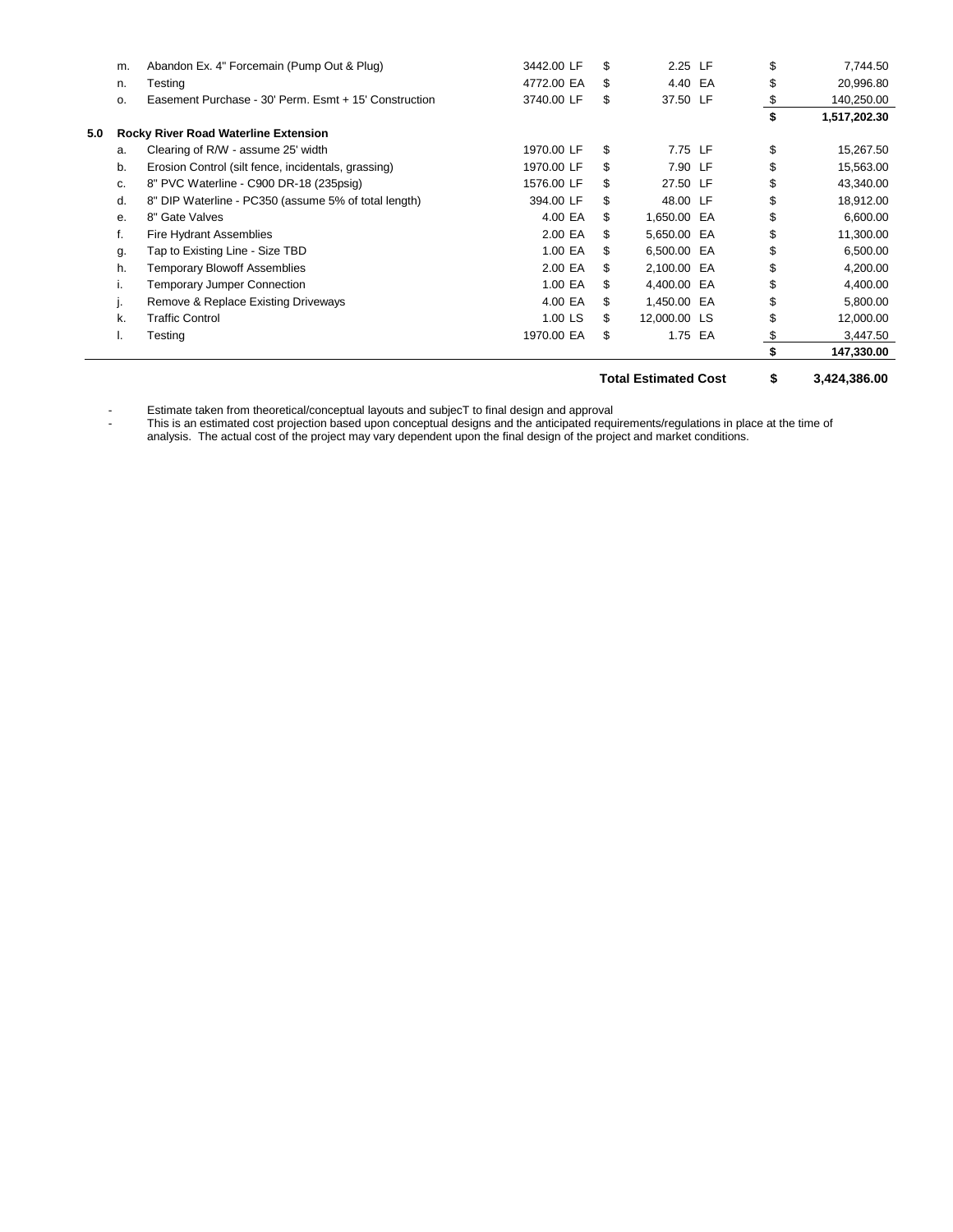| | | | | | | | |
|---|---|---|---|---|---|---|---|
| | m. | Abandon Ex. 4" Forcemain (Pump Out & Plug) | 3442.00 LF | $ | 2.25 LF | $ | 7,744.50 |
| | n. | Testing | 4772.00 EA | $ | 4.40 EA | $ | 20,996.80 |
| | o. | Easement Purchase - 30' Perm. Esmt + 15' Construction | 3740.00 LF | $ | 37.50 LF | $ | 140,250.00 |
| | | | | | | **$** | **1,517,202.30** |
| **5.0** | **Rocky River Road Waterline Extension** | | | | | | |
| | a. | Clearing of R/W - assume 25' width | 1970.00 LF | $ | 7.75 LF | $ | 15,267.50 |
| | b. | Erosion Control (silt fence, incidentals, grassing) | 1970.00 LF | $ | 7.90 LF | $ | 15,563.00 |
| | c. | 8" PVC Waterline - C900 DR-18 (235psig) | 1576.00 LF | $ | 27.50 LF | $ | 43,340.00 |
| | d. | 8" DIP Waterline - PC350 (assume 5% of total length) | 394.00 LF | $ | 48.00 LF | $ | 18,912.00 |
| | e. | 8" Gate Valves | 4.00 EA | $ | 1,650.00 EA | $ | 6,600.00 |
| | f. | Fire Hydrant Assemblies | 2.00 EA | $ | 5,650.00 EA | $ | 11,300.00 |
| | g. | Tap to Existing Line - Size TBD | 1.00 EA | $ | 6,500.00 EA | $ | 6,500.00 |
| | h. | Temporary Blowoff Assemblies | 2.00 EA | $ | 2,100.00 EA | $ | 4,200.00 |
| | i. | Temporary Jumper Connection | 1.00 EA | $ | 4,400.00 EA | $ | 4,400.00 |
| | j. | Remove & Replace Existing Driveways | 4.00 EA | $ | 1,450.00 EA | $ | 5,800.00 |
| | k. | Traffic Control | 1.00 LS | $ | 12,000.00 LS | $ | 12,000.00 |
| | l. | Testing | 1970.00 EA | $ | 1.75 EA | $ | 3,447.50 |
| | | | | | | **$** | **147,330.00** |
| | | | | | **Total Estimated Cost** | **$** | **3,424,386.00** |

- Estimate taken from theoretical/conceptual layouts and subjecT to final design and approval
- This is an estimated cost projection based upon conceptual designs and the anticipated requirements/regulations in place at the time of analysis. The actual cost of the project may vary dependent upon the final design of the project and market conditions.